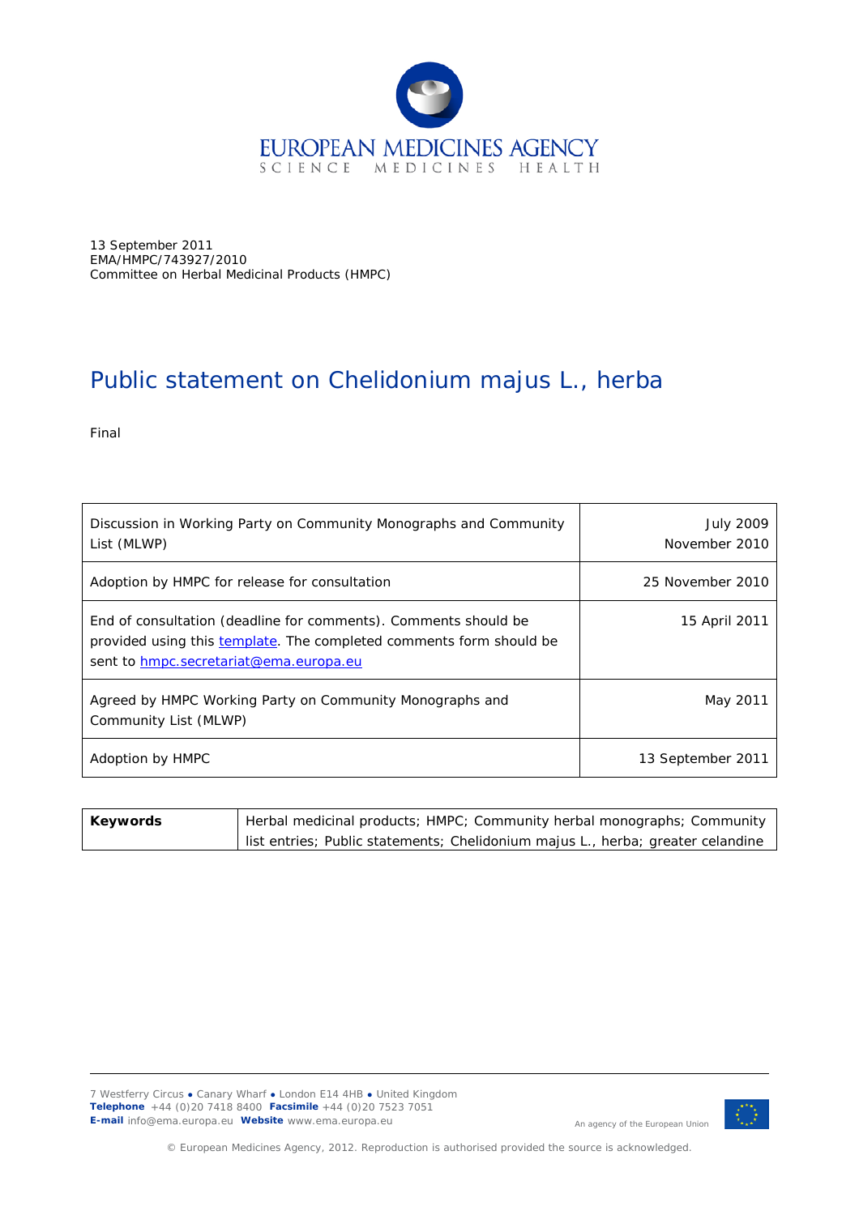EUROPEAN MEDICINES AGENCY
SCIENCE MEDICINES HEALTH

13 September 2011
EMA/HMPC/743927/2010
Committee on Herbal Medicinal Products (HMPC)

# Public statement on Chelidonium majus L., herba

Final

| | |
|---|---|
| Discussion in Working Party on Community Monographs and Community List (MLWP) | July 2009<br>November 2010 |
| Adoption by HMPC for release for consultation | 25 November 2010 |
| End of consultation (deadline for comments). Comments should be provided using this [template](template). The completed comments form should be sent to [hmpc.secretariat@ema.europa.eu](mailto:hmpc.secretariat@ema.europa.eu) | 15 April 2011 |
| Agreed by HMPC Working Party on Community Monographs and Community List (MLWP) | May 2011 |
| Adoption by HMPC | 13 September 2011 |

| | |
|---|---|
| **Keywords** | Herbal medicinal products; HMPC; Community herbal monographs; Community list entries; Public statements; Chelidonium majus L., herba; greater celandine |

7 Westferry Circus ● Canary Wharf ● London E14 4HB ● United Kingdom
**Telephone** +44 (0)20 7418 8400 **Facsimile** +44 (0)20 7523 7051
**E-mail** info@ema.europa.eu **Website** www.ema.europa.eu

An agency of the European Union

© European Medicines Agency, 2012. Reproduction is authorised provided the source is acknowledged.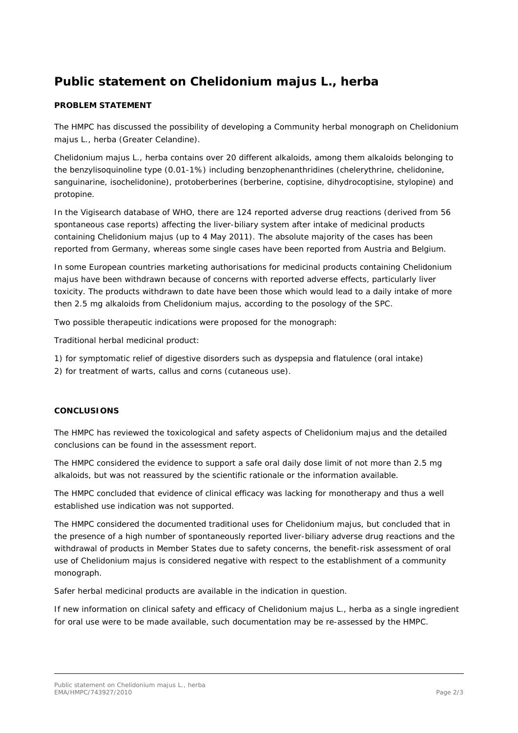# Public statement on Chelidonium majus L., herba

## PROBLEM STATEMENT

The HMPC has discussed the possibility of developing a Community herbal monograph on Chelidonium majus L., herba (Greater Celandine).

Chelidonium majus L., herba contains over 20 different alkaloids, among them alkaloids belonging to the benzylisoquinoline type (0.01-1%) including benzophenanthridines (chelerythrine, chelidonine, sanguinarine, isochelidonine), protoberberines (berberine, coptisine, dihydrocoptisine, stylopine) and protopine.

In the Vigisearch database of WHO, there are 124 reported adverse drug reactions (derived from 56 spontaneous case reports) affecting the liver-biliary system after intake of medicinal products containing Chelidonium majus (up to 4 May 2011). The absolute majority of the cases has been reported from Germany, whereas some single cases have been reported from Austria and Belgium.

In some European countries marketing authorisations for medicinal products containing Chelidonium majus have been withdrawn because of concerns with reported adverse effects, particularly liver toxicity. The products withdrawn to date have been those which would lead to a daily intake of more then 2.5 mg alkaloids from Chelidonium majus, according to the posology of the SPC.

Two possible therapeutic indications were proposed for the monograph:

Traditional herbal medicinal product:

1) for symptomatic relief of digestive disorders such as dyspepsia and flatulence (oral intake)
2) for treatment of warts, callus and corns (cutaneous use).

## CONCLUSIONS

The HMPC has reviewed the toxicological and safety aspects of Chelidonium majus and the detailed conclusions can be found in the assessment report.

The HMPC considered the evidence to support a safe oral daily dose limit of not more than 2.5 mg alkaloids, but was not reassured by the scientific rationale or the information available.

The HMPC concluded that evidence of clinical efficacy was lacking for monotherapy and thus a well established use indication was not supported.

The HMPC considered the documented traditional uses for Chelidonium majus, but concluded that in the presence of a high number of spontaneously reported liver-biliary adverse drug reactions and the withdrawal of products in Member States due to safety concerns, the benefit-risk assessment of oral use of Chelidonium majus is considered negative with respect to the establishment of a community monograph.

Safer herbal medicinal products are available in the indication in question.

If new information on clinical safety and efficacy of Chelidonium majus L., herba as a single ingredient for oral use were to be made available, such documentation may be re-assessed by the HMPC.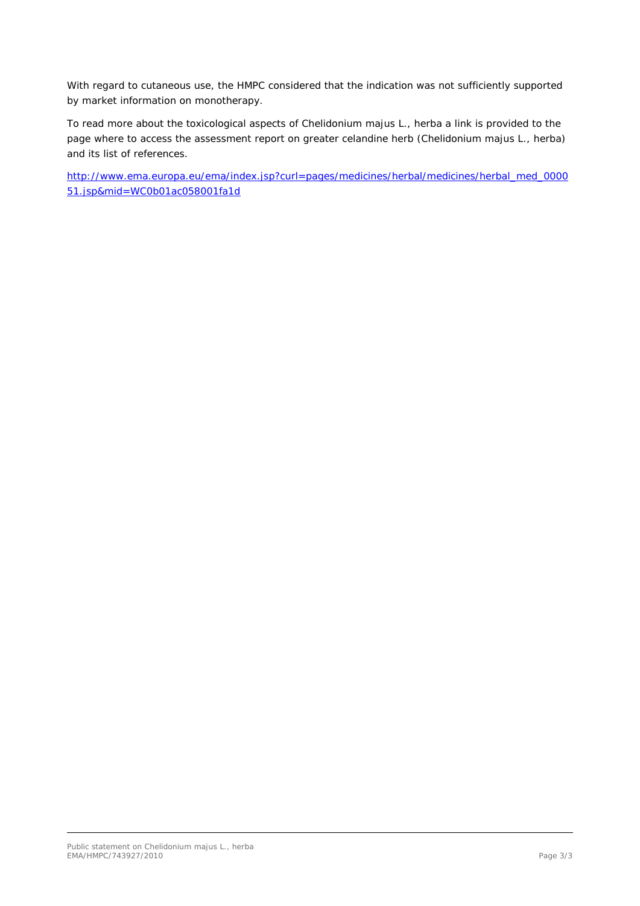With regard to cutaneous use, the HMPC considered that the indication was not sufficiently supported by market information on monotherapy.

To read more about the toxicological aspects of Chelidonium majus L., herba a link is provided to the page where to access the assessment report on greater celandine herb (Chelidonium majus L., herba) and its list of references.

http://www.ema.europa.eu/ema/index.jsp?curl=pages/medicines/herbal/medicines/herbal_med_000051.jsp&mid=WC0b01ac058001fa1d